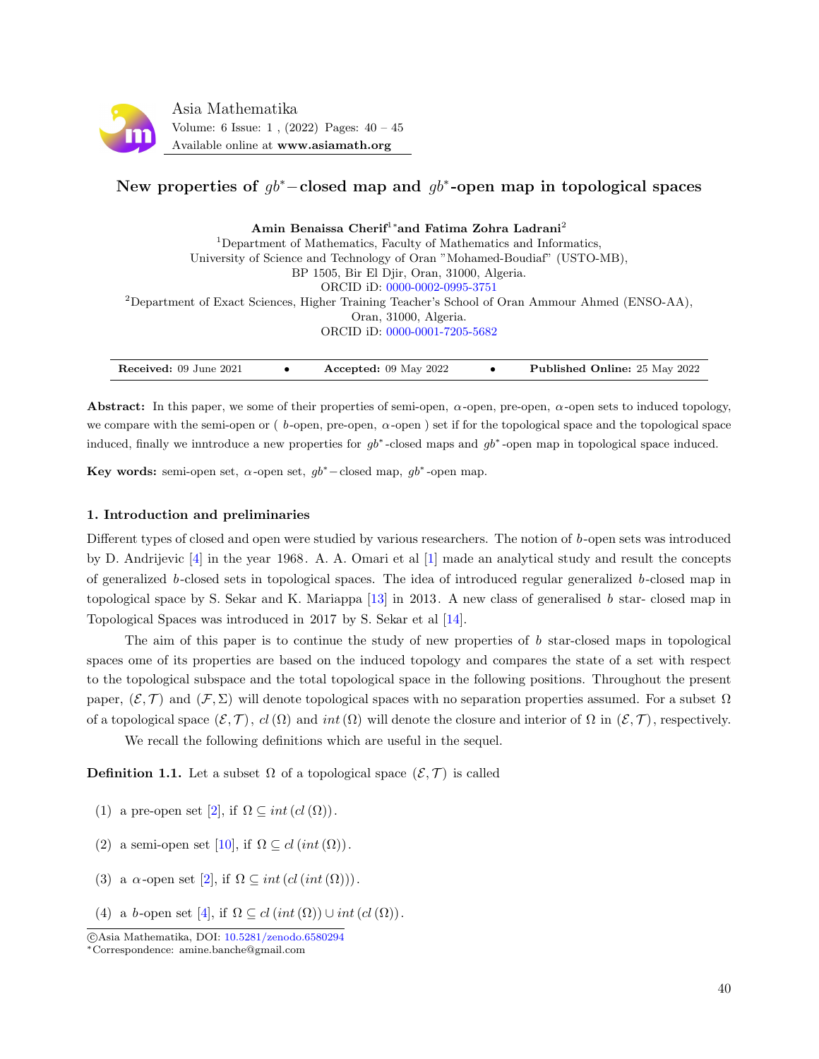# New properties of $gb^*-$closed map and $gb^*$-open map in topological spaces

**Amin Benaissa Cherif**[1]* **and Fatima Zohra Ladrani**[2]

[1]Department of Mathematics, Faculty of Mathematics and Informatics,
University of Science and Technology of Oran "Mohamed-Boudiaf" (USTO-MB),
BP 1505, Bir El Djir, Oran, 31000, Algeria.
ORCID iD: 0000-0002-0995-3751

[2]Department of Exact Sciences, Higher Training Teacher's School of Oran Ammour Ahmed (ENSO-AA),
Oran, 31000, Algeria.
ORCID iD: 0000-0001-7205-5682

**Received:** 09 June 2021 • **Accepted:** 09 May 2022 • **Published Online:** 25 May 2022

**Abstract:** In this paper, we some of their properties of semi-open, $\alpha$-open, pre-open, $\alpha$-open sets to induced topology, we compare with the semi-open or ( $b$-open, pre-open, $\alpha$-open ) set if for the topological space and the topological space induced, finally we inntroduce a new properties for $gb^*$-closed maps and $gb^*$-open map in topological space induced.

**Key words:** semi-open set, $\alpha$-open set, $gb^*-$closed map, $gb^*$-open map.

## 1. Introduction and preliminaries

Different types of closed and open were studied by various researchers. The notion of $b$-open sets was introduced by D. Andrijevic [4] in the year 1968. A. A. Omari et al [1] made an analytical study and result the concepts of generalized $b$-closed sets in topological spaces. The idea of introduced regular generalized $b$-closed map in topological space by S. Sekar and K. Mariappa [13] in 2013. A new class of generalised $b$ star- closed map in Topological Spaces was introduced in 2017 by S. Sekar et al [14].

The aim of this paper is to continue the study of new properties of $b$ star-closed maps in topological spaces ome of its properties are based on the induced topology and compares the state of a set with respect to the topological subspace and the total topological space in the following positions. Throughout the present paper, $(\mathcal{E}, \mathcal{T})$ and $(\mathcal{F}, \Sigma)$ will denote topological spaces with no separation properties assumed. For a subset $\Omega$ of a topological space $(\mathcal{E}, \mathcal{T})$, $cl(\Omega)$ and $int(\Omega)$ will denote the closure and interior of $\Omega$ in $(\mathcal{E}, \mathcal{T})$, respectively.

We recall the following definitions which are useful in the sequel.

**Definition 1.1.** Let a subset $\Omega$ of a topological space $(\mathcal{E}, \mathcal{T})$ is called

(1) a pre-open set [2], if $\Omega \subseteq int(cl(\Omega))$.

(2) a semi-open set [10], if $\Omega \subseteq cl(int(\Omega))$.

(3) a $\alpha$-open set [2], if $\Omega \subseteq int(cl(int(\Omega)))$.

(4) a $b$-open set [4], if $\Omega \subseteq cl(int(\Omega)) \cup int(cl(\Omega))$.

©Asia Mathematika, DOI: 10.5281/zenodo.6580294
*Correspondence: amine.banche@gmail.com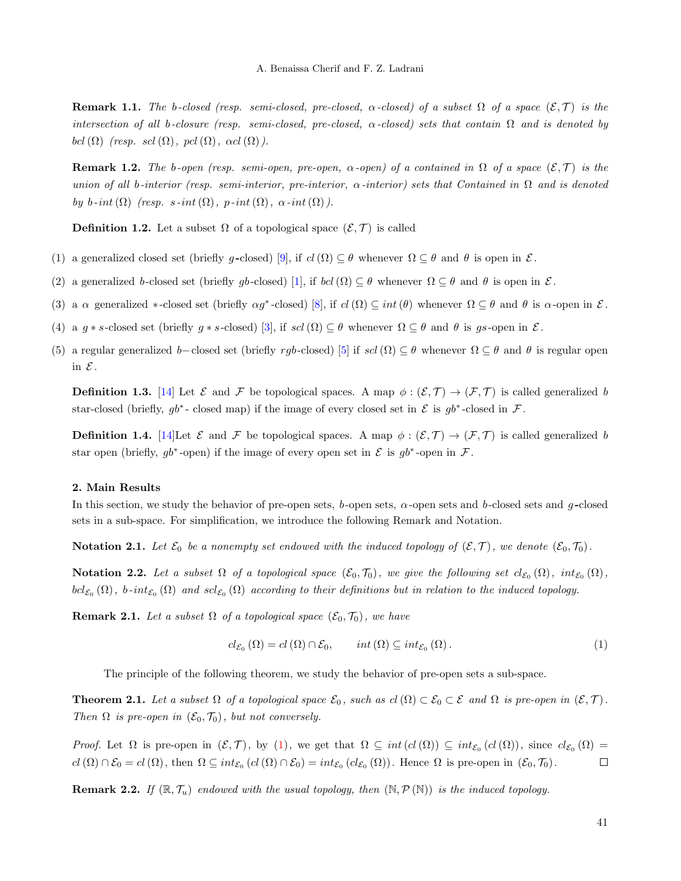**Remark 1.1.** *The $b$-closed (resp. semi-closed, pre-closed, $\alpha$-closed) of a subset $\Omega$ of a space $(\mathcal{E},\mathcal{T})$ is the intersection of all $b$-closure (resp. semi-closed, pre-closed, $\alpha$-closed) sets that contain $\Omega$ and is denoted by $bcl(\Omega)$ (resp. $scl(\Omega)$, $pcl(\Omega)$, $\alpha cl(\Omega)$).*

**Remark 1.2.** *The $b$-open (resp. semi-open, pre-open, $\alpha$-open) of a contained in $\Omega$ of a space $(\mathcal{E},\mathcal{T})$ is the union of all $b$-interior (resp. semi-interior, pre-interior, $\alpha$-interior) sets that Contained in $\Omega$ and is denoted by $b\text{-}int(\Omega)$ (resp. $s\text{-}int(\Omega)$, $p\text{-}int(\Omega)$, $\alpha\text{-}int(\Omega)$).*

**Definition 1.2.** Let a subset $\Omega$ of a topological space $(\mathcal{E},\mathcal{T})$ is called

1. a generalized closed set (briefly $g$-closed) [9], if $cl(\Omega) \subseteq \theta$ whenever $\Omega \subseteq \theta$ and $\theta$ is open in $\mathcal{E}$.
2. a generalized $b$-closed set (briefly $gb$-closed) [1], if $bcl(\Omega) \subseteq \theta$ whenever $\Omega \subseteq \theta$ and $\theta$ is open in $\mathcal{E}$.
3. a $\alpha$ generalized $*$-closed set (briefly $\alpha g^*$-closed) [8], if $cl(\Omega) \subseteq int(\theta)$ whenever $\Omega \subseteq \theta$ and $\theta$ is $\alpha$-open in $\mathcal{E}$.
4. a $g*s$-closed set (briefly $g*s$-closed) [3], if $scl(\Omega) \subseteq \theta$ whenever $\Omega \subseteq \theta$ and $\theta$ is $gs$-open in $\mathcal{E}$.
5. a regular generalized $b-$closed set (briefly $rgb$-closed) [5] if $scl(\Omega) \subseteq \theta$ whenever $\Omega \subseteq \theta$ and $\theta$ is regular open in $\mathcal{E}$.

**Definition 1.3.** [14] Let $\mathcal{E}$ and $\mathcal{F}$ be topological spaces. A map $\phi : (\mathcal{E},\mathcal{T}) \to (\mathcal{F},\mathcal{T})$ is called generalized $b$ star-closed (briefly, $gb^*$- closed map) if the image of every closed set in $\mathcal{E}$ is $gb^*$-closed in $\mathcal{F}$.

**Definition 1.4.** [14]Let $\mathcal{E}$ and $\mathcal{F}$ be topological spaces. A map $\phi : (\mathcal{E},\mathcal{T}) \to (\mathcal{F},\mathcal{T})$ is called generalized $b$ star open (briefly, $gb^*$-open) if the image of every open set in $\mathcal{E}$ is $gb^*$-open in $\mathcal{F}$.

## 2. Main Results

In this section, we study the behavior of pre-open sets, $b$-open sets, $\alpha$-open sets and $b$-closed sets and $g$-closed sets in a sub-space. For simplification, we introduce the following Remark and Notation.

**Notation 2.1.** *Let $\mathcal{E}_0$ be a nonempty set endowed with the induced topology of $(\mathcal{E},\mathcal{T})$, we denote $(\mathcal{E}_0,\mathcal{T}_0)$.*

**Notation 2.2.** *Let a subset $\Omega$ of a topological space $(\mathcal{E}_0,\mathcal{T}_0)$, we give the following set $cl_{\mathcal{E}_0}(\Omega)$, $int_{\mathcal{E}_0}(\Omega)$, $bcl_{\mathcal{E}_0}(\Omega)$, $b\text{-}int_{\mathcal{E}_0}(\Omega)$ and $scl_{\mathcal{E}_0}(\Omega)$ according to their definitions but in relation to the induced topology.*

**Remark 2.1.** *Let a subset $\Omega$ of a topological space $(\mathcal{E}_0,\mathcal{T}_0)$, we have*

$$cl_{\mathcal{E}_0}(\Omega) = cl(\Omega) \cap \mathcal{E}_0, \qquad int(\Omega) \subseteq int_{\mathcal{E}_0}(\Omega). \tag{1}$$

The principle of the following theorem, we study the behavior of pre-open sets a sub-space.

**Theorem 2.1.** *Let a subset $\Omega$ of a topological space $\mathcal{E}_0$, such as $cl(\Omega) \subset \mathcal{E}_0 \subset \mathcal{E}$ and $\Omega$ is pre-open in $(\mathcal{E},\mathcal{T})$. Then $\Omega$ is pre-open in $(\mathcal{E}_0,\mathcal{T}_0)$, but not conversely.*

*Proof.* Let $\Omega$ is pre-open in $(\mathcal{E},\mathcal{T})$, by (1), we get that $\Omega \subseteq int(cl(\Omega)) \subseteq int_{\mathcal{E}_0}(cl(\Omega))$, since $cl_{\mathcal{E}_0}(\Omega) = cl(\Omega) \cap \mathcal{E}_0 = cl(\Omega)$, then $\Omega \subseteq int_{\mathcal{E}_0}(cl(\Omega) \cap \mathcal{E}_0) = int_{\mathcal{E}_0}(cl_{\mathcal{E}_0}(\Omega))$. Hence $\Omega$ is pre-open in $(\mathcal{E}_0,\mathcal{T}_0)$. ☐

**Remark 2.2.** *If $(\mathbb{R},\mathcal{T}_u)$ endowed with the usual topology, then $(\mathbb{N},\mathcal{P}(\mathbb{N}))$ is the induced topology.*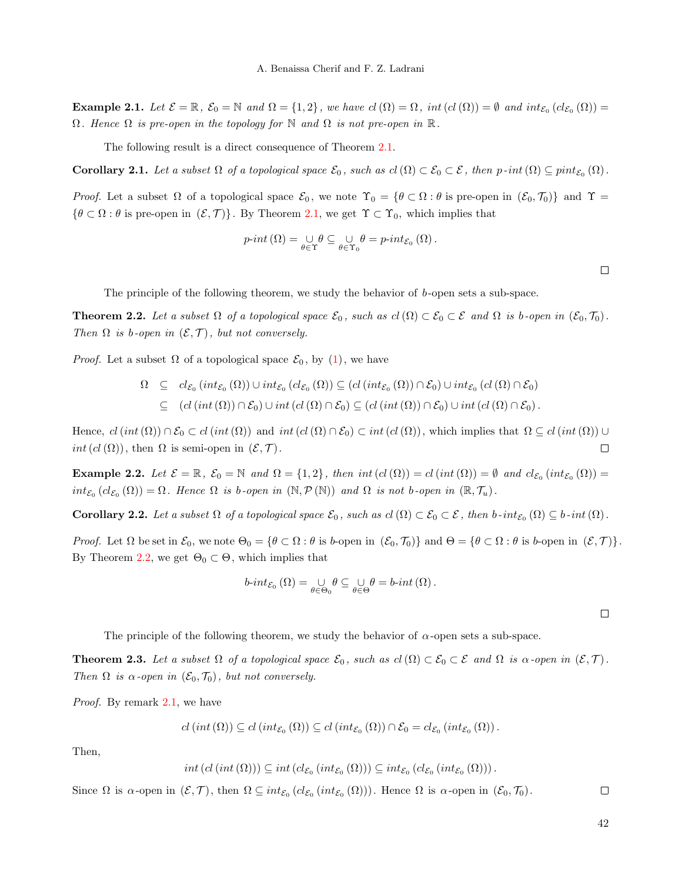**Example 2.1.** *Let $\mathcal{E} = \mathbb{R}$, $\mathcal{E}_0 = \mathbb{N}$ and $\Omega = \{1, 2\}$, we have $cl(\Omega) = \Omega$, $int(cl(\Omega)) = \emptyset$ and $int_{\mathcal{E}_0}(cl_{\mathcal{E}_0}(\Omega)) = \Omega$. Hence $\Omega$ is pre-open in the topology for $\mathbb{N}$ and $\Omega$ is not pre-open in $\mathbb{R}$.*

The following result is a direct consequence of Theorem 2.1.

**Corollary 2.1.** *Let a subset $\Omega$ of a topological space $\mathcal{E}_0$, such as $cl(\Omega) \subset \mathcal{E}_0 \subset \mathcal{E}$, then $p\text{-}int(\Omega) \subseteq pint_{\mathcal{E}_0}(\Omega)$.*

*Proof.* Let a subset $\Omega$ of a topological space $\mathcal{E}_0$, we note $\Upsilon_0 = \{\theta \subset \Omega : \theta$ is pre-open in $(\mathcal{E}_0, \mathcal{T}_0)\}$ and $\Upsilon = \{\theta \subset \Omega : \theta$ is pre-open in $(\mathcal{E}, \mathcal{T})\}$. By Theorem 2.1, we get $\Upsilon \subset \Upsilon_0$, which implies that

$$p\text{-}int(\Omega) = \underset{\theta \in \Upsilon}{\cup} \theta \subseteq \underset{\theta \in \Upsilon_0}{\cup} \theta = p\text{-}int_{\mathcal{E}_0}(\Omega).$$

□

The principle of the following theorem, we study the behavior of $b$-open sets a sub-space.

**Theorem 2.2.** *Let a subset $\Omega$ of a topological space $\mathcal{E}_0$, such as $cl(\Omega) \subset \mathcal{E}_0 \subset \mathcal{E}$ and $\Omega$ is $b$-open in $(\mathcal{E}_0, \mathcal{T}_0)$. Then $\Omega$ is $b$-open in $(\mathcal{E}, \mathcal{T})$, but not conversely.*

*Proof.* Let a subset $\Omega$ of a topological space $\mathcal{E}_0$, by (1), we have

$$\begin{aligned} \Omega &\subseteq cl_{\mathcal{E}_0}(int_{\mathcal{E}_0}(\Omega)) \cup int_{\mathcal{E}_0}(cl_{\mathcal{E}_0}(\Omega)) \subseteq (cl(int_{\mathcal{E}_0}(\Omega)) \cap \mathcal{E}_0) \cup int_{\mathcal{E}_0}(cl(\Omega) \cap \mathcal{E}_0) \\ &\subseteq (cl(int(\Omega)) \cap \mathcal{E}_0) \cup int(cl(\Omega) \cap \mathcal{E}_0) \subseteq (cl(int(\Omega)) \cap \mathcal{E}_0) \cup int(cl(\Omega) \cap \mathcal{E}_0). \end{aligned}$$

Hence, $cl(int(\Omega)) \cap \mathcal{E}_0 \subset cl(int(\Omega))$ and $int(cl(\Omega) \cap \mathcal{E}_0) \subset int(cl(\Omega))$, which implies that $\Omega \subseteq cl(int(\Omega)) \cup int(cl(\Omega))$, then $\Omega$ is semi-open in $(\mathcal{E}, \mathcal{T})$. □

**Example 2.2.** *Let $\mathcal{E} = \mathbb{R}$, $\mathcal{E}_0 = \mathbb{N}$ and $\Omega = \{1, 2\}$, then $int(cl(\Omega)) = cl(int(\Omega)) = \emptyset$ and $cl_{\mathcal{E}_0}(int_{\mathcal{E}_0}(\Omega)) = int_{\mathcal{E}_0}(cl_{\mathcal{E}_0}(\Omega)) = \Omega$. Hence $\Omega$ is $b$-open in $(\mathbb{N}, \mathcal{P}(\mathbb{N}))$ and $\Omega$ is not $b$-open in $(\mathbb{R}, \mathcal{T}_u)$.*

**Corollary 2.2.** *Let a subset $\Omega$ of a topological space $\mathcal{E}_0$, such as $cl(\Omega) \subset \mathcal{E}_0 \subset \mathcal{E}$, then $b\text{-}int_{\mathcal{E}_0}(\Omega) \subseteq b\text{-}int(\Omega)$.*

*Proof.* Let $\Omega$ be set in $\mathcal{E}_0$, we note $\Theta_0 = \{\theta \subset \Omega : \theta$ is $b$-open in $(\mathcal{E}_0, \mathcal{T}_0)\}$ and $\Theta = \{\theta \subset \Omega : \theta$ is $b$-open in $(\mathcal{E}, \mathcal{T})\}$. By Theorem 2.2, we get $\Theta_0 \subset \Theta$, which implies that

$$b\text{-}int_{\mathcal{E}_0}(\Omega) = \underset{\theta \in \Theta_0}{\cup} \theta \subseteq \underset{\theta \in \Theta}{\cup} \theta = b\text{-}int(\Omega).$$

□

The principle of the following theorem, we study the behavior of $\alpha$-open sets a sub-space.

**Theorem 2.3.** *Let a subset $\Omega$ of a topological space $\mathcal{E}_0$, such as $cl(\Omega) \subset \mathcal{E}_0 \subset \mathcal{E}$ and $\Omega$ is $\alpha$-open in $(\mathcal{E}, \mathcal{T})$. Then $\Omega$ is $\alpha$-open in $(\mathcal{E}_0, \mathcal{T}_0)$, but not conversely.*

*Proof.* By remark 2.1, we have

$$cl(int(\Omega)) \subseteq cl(int_{\mathcal{E}_0}(\Omega)) \subseteq cl(int_{\mathcal{E}_0}(\Omega)) \cap \mathcal{E}_0 = cl_{\mathcal{E}_0}(int_{\mathcal{E}_0}(\Omega)).$$

Then,

$$int(cl(int(\Omega))) \subseteq int(cl_{\mathcal{E}_0}(int_{\mathcal{E}_0}(\Omega))) \subseteq int_{\mathcal{E}_0}(cl_{\mathcal{E}_0}(int_{\mathcal{E}_0}(\Omega))).$$

Since $\Omega$ is $\alpha$-open in $(\mathcal{E}, \mathcal{T})$, then $\Omega \subseteq int_{\mathcal{E}_0}(cl_{\mathcal{E}_0}(int_{\mathcal{E}_0}(\Omega)))$. Hence $\Omega$ is $\alpha$-open in $(\mathcal{E}_0, \mathcal{T}_0)$. □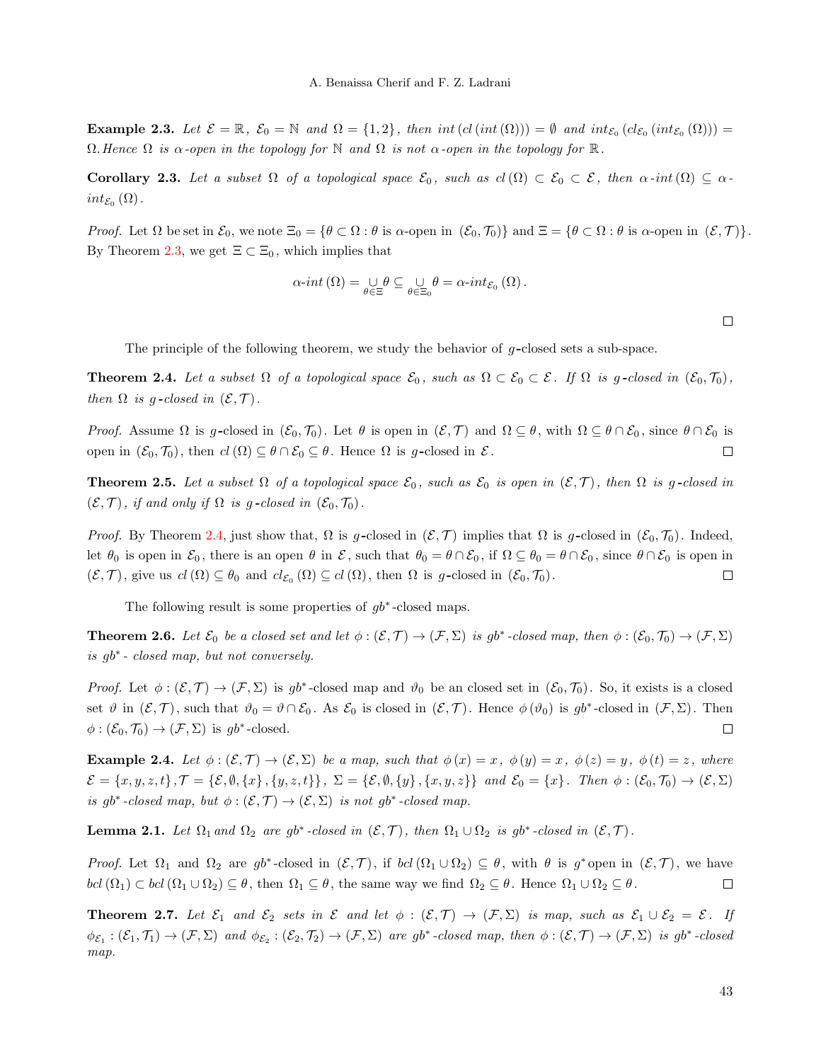**Example 2.3.** *Let $\mathcal{E} = \mathbb{R}$, $\mathcal{E}_0 = \mathbb{N}$ and $\Omega = \{1, 2\}$, then $int\left(cl\left(int\left(\Omega\right)\right)\right) = \emptyset$ and $int_{\mathcal{E}_0}\left(cl_{\mathcal{E}_0}\left(int_{\mathcal{E}_0}\left(\Omega\right)\right)\right) = \Omega$. Hence $\Omega$ is $\alpha$-open in the topology for $\mathbb{N}$ and $\Omega$ is not $\alpha$-open in the topology for $\mathbb{R}$.*

**Corollary 2.3.** *Let a subset $\Omega$ of a topological space $\mathcal{E}_0$, such as $cl\left(\Omega\right) \subset \mathcal{E}_0 \subset \mathcal{E}$, then $\alpha$-$int\left(\Omega\right) \subseteq \alpha$-$int_{\mathcal{E}_0}\left(\Omega\right)$.*

*Proof.* Let $\Omega$ be set in $\mathcal{E}_0$, we note $\Xi_0 = \{\theta \subset \Omega : \theta \text{ is } \alpha\text{-open in } (\mathcal{E}_0, \mathcal{T}_0)\}$ and $\Xi = \{\theta \subset \Omega : \theta \text{ is } \alpha\text{-open in } (\mathcal{E}, \mathcal{T})\}$. By Theorem 2.3, we get $\Xi \subset \Xi_0$, which implies that

$$\alpha\text{-}int\left(\Omega\right) = \underset{\theta \in \Xi}{\cup} \theta \subseteq \underset{\theta \in \Xi_0}{\cup} \theta = \alpha\text{-}int_{\mathcal{E}_0}\left(\Omega\right).$$

□

The principle of the following theorem, we study the behavior of $g$-closed sets a sub-space.

**Theorem 2.4.** *Let a subset $\Omega$ of a topological space $\mathcal{E}_0$, such as $\Omega \subset \mathcal{E}_0 \subset \mathcal{E}$. If $\Omega$ is $g$-closed in $(\mathcal{E}_0, \mathcal{T}_0)$, then $\Omega$ is $g$-closed in $(\mathcal{E}, \mathcal{T})$.*

*Proof.* Assume $\Omega$ is $g$-closed in $(\mathcal{E}_0, \mathcal{T}_0)$. Let $\theta$ is open in $(\mathcal{E}, \mathcal{T})$ and $\Omega \subseteq \theta$, with $\Omega \subseteq \theta \cap \mathcal{E}_0$, since $\theta \cap \mathcal{E}_0$ is open in $(\mathcal{E}_0, \mathcal{T}_0)$, then $cl\left(\Omega\right) \subseteq \theta \cap \mathcal{E}_0 \subseteq \theta$. Hence $\Omega$ is $g$-closed in $\mathcal{E}$. □

**Theorem 2.5.** *Let a subset $\Omega$ of a topological space $\mathcal{E}_0$, such as $\mathcal{E}_0$ is open in $(\mathcal{E}, \mathcal{T})$, then $\Omega$ is $g$-closed in $(\mathcal{E}, \mathcal{T})$, if and only if $\Omega$ is $g$-closed in $(\mathcal{E}_0, \mathcal{T}_0)$.*

*Proof.* By Theorem 2.4, just show that, $\Omega$ is $g$-closed in $(\mathcal{E}, \mathcal{T})$ implies that $\Omega$ is $g$-closed in $(\mathcal{E}_0, \mathcal{T}_0)$. Indeed, let $\theta_0$ is open in $\mathcal{E}_0$, there is an open $\theta$ in $\mathcal{E}$, such that $\theta_0 = \theta \cap \mathcal{E}_0$, if $\Omega \subseteq \theta_0 = \theta \cap \mathcal{E}_0$, since $\theta \cap \mathcal{E}_0$ is open in $(\mathcal{E}, \mathcal{T})$, give us $cl\left(\Omega\right) \subseteq \theta_0$ and $cl_{\mathcal{E}_0}\left(\Omega\right) \subseteq cl\left(\Omega\right)$, then $\Omega$ is $g$-closed in $(\mathcal{E}_0, \mathcal{T}_0)$. □

The following result is some properties of $gb^*$-closed maps.

**Theorem 2.6.** *Let $\mathcal{E}_0$ be a closed set and let $\phi : (\mathcal{E}, \mathcal{T}) \to (\mathcal{F}, \Sigma)$ is $gb^*$-closed map, then $\phi : (\mathcal{E}_0, \mathcal{T}_0) \to (\mathcal{F}, \Sigma)$ is $gb^*$- closed map, but not conversely.*

*Proof.* Let $\phi : (\mathcal{E}, \mathcal{T}) \to (\mathcal{F}, \Sigma)$ is $gb^*$-closed map and $\vartheta_0$ be an closed set in $(\mathcal{E}_0, \mathcal{T}_0)$. So, it exists is a closed set $\vartheta$ in $(\mathcal{E}, \mathcal{T})$, such that $\vartheta_0 = \vartheta \cap \mathcal{E}_0$. As $\mathcal{E}_0$ is closed in $(\mathcal{E}, \mathcal{T})$. Hence $\phi\left(\vartheta_0\right)$ is $gb^*$-closed in $(\mathcal{F}, \Sigma)$. Then $\phi : (\mathcal{E}_0, \mathcal{T}_0) \to (\mathcal{F}, \Sigma)$ is $gb^*$-closed. □

**Example 2.4.** *Let $\phi : (\mathcal{E}, \mathcal{T}) \to (\mathcal{E}, \Sigma)$ be a map, such that $\phi\left(x\right) = x$, $\phi\left(y\right) = x$, $\phi\left(z\right) = y$, $\phi\left(t\right) = z$, where $\mathcal{E} = \{x, y, z, t\}$, $\mathcal{T} = \{\mathcal{E}, \emptyset, \{x\}, \{y, z, t\}\}$, $\Sigma = \{\mathcal{E}, \emptyset, \{y\}, \{x, y, z\}\}$ and $\mathcal{E}_0 = \{x\}$. Then $\phi : (\mathcal{E}_0, \mathcal{T}_0) \to (\mathcal{E}, \Sigma)$ is $gb^*$-closed map, but $\phi : (\mathcal{E}, \mathcal{T}) \to (\mathcal{E}, \Sigma)$ is not $gb^*$-closed map.*

**Lemma 2.1.** *Let $\Omega_1$ and $\Omega_2$ are $gb^*$-closed in $(\mathcal{E}, \mathcal{T})$, then $\Omega_1 \cup \Omega_2$ is $gb^*$-closed in $(\mathcal{E}, \mathcal{T})$.*

*Proof.* Let $\Omega_1$ and $\Omega_2$ are $gb^*$-closed in $(\mathcal{E}, \mathcal{T})$, if $bcl\left(\Omega_1 \cup \Omega_2\right) \subseteq \theta$, with $\theta$ is $g^*$open in $(\mathcal{E}, \mathcal{T})$, we have $bcl\left(\Omega_1\right) \subset bcl\left(\Omega_1 \cup \Omega_2\right) \subseteq \theta$, then $\Omega_1 \subseteq \theta$, the same way we find $\Omega_2 \subseteq \theta$. Hence $\Omega_1 \cup \Omega_2 \subseteq \theta$. □

**Theorem 2.7.** *Let $\mathcal{E}_1$ and $\mathcal{E}_2$ sets in $\mathcal{E}$ and let $\phi : (\mathcal{E}, \mathcal{T}) \to (\mathcal{F}, \Sigma)$ is map, such as $\mathcal{E}_1 \cup \mathcal{E}_2 = \mathcal{E}$. If $\phi_{\mathcal{E}_1} : (\mathcal{E}_1, \mathcal{T}_1) \to (\mathcal{F}, \Sigma)$ and $\phi_{\mathcal{E}_2} : (\mathcal{E}_2, \mathcal{T}_2) \to (\mathcal{F}, \Sigma)$ are $gb^*$-closed map, then $\phi : (\mathcal{E}, \mathcal{T}) \to (\mathcal{F}, \Sigma)$ is $gb^*$-closed map.*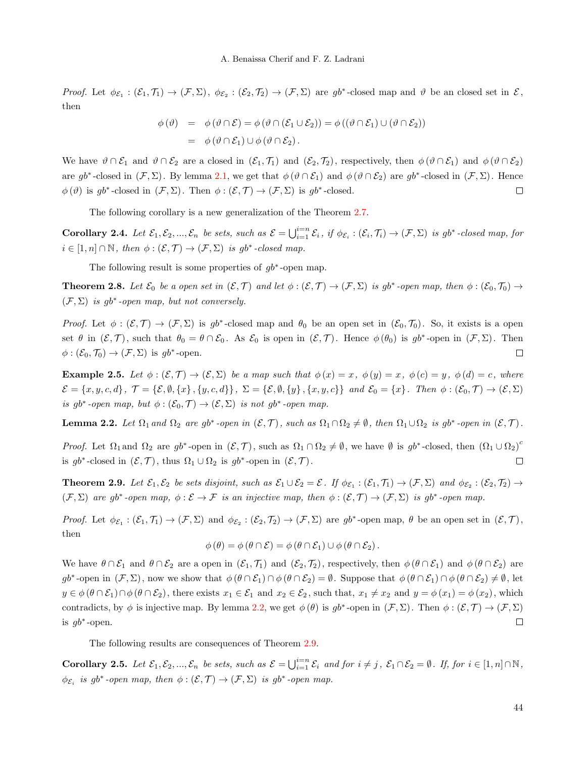*Proof.* Let $\phi_{\mathcal{E}_1} : (\mathcal{E}_1, \mathcal{T}_1) \to (\mathcal{F}, \Sigma)$, $\phi_{\mathcal{E}_2} : (\mathcal{E}_2, \mathcal{T}_2) \to (\mathcal{F}, \Sigma)$ are $gb^*$-closed map and $\vartheta$ be an closed set in $\mathcal{E}$, then

$$\begin{aligned}
\phi(\vartheta) &= \phi(\vartheta \cap \mathcal{E}) = \phi(\vartheta \cap (\mathcal{E}_1 \cup \mathcal{E}_2)) = \phi((\vartheta \cap \mathcal{E}_1) \cup (\vartheta \cap \mathcal{E}_2)) \\
&= \phi(\vartheta \cap \mathcal{E}_1) \cup \phi(\vartheta \cap \mathcal{E}_2).
\end{aligned}$$

We have $\vartheta \cap \mathcal{E}_1$ and $\vartheta \cap \mathcal{E}_2$ are a closed in $(\mathcal{E}_1, \mathcal{T}_1)$ and $(\mathcal{E}_2, \mathcal{T}_2)$, respectively, then $\phi(\vartheta \cap \mathcal{E}_1)$ and $\phi(\vartheta \cap \mathcal{E}_2)$ are $gb^*$-closed in $(\mathcal{F}, \Sigma)$. By lemma 2.1, we get that $\phi(\vartheta \cap \mathcal{E}_1)$ and $\phi(\vartheta \cap \mathcal{E}_2)$ are $gb^*$-closed in $(\mathcal{F}, \Sigma)$. Hence $\phi(\vartheta)$ is $gb^*$-closed in $(\mathcal{F}, \Sigma)$. Then $\phi : (\mathcal{E}, \mathcal{T}) \to (\mathcal{F}, \Sigma)$ is $gb^*$-closed. □

The following corollary is a new generalization of the Theorem 2.7.

**Corollary 2.4.** *Let $\mathcal{E}_1, \mathcal{E}_2, ..., \mathcal{E}_n$ be sets, such as $\mathcal{E} = \bigcup_{i=1}^{i=n} \mathcal{E}_i$, if $\phi_{\mathcal{E}_i} : (\mathcal{E}_i, \mathcal{T}_i) \to (\mathcal{F}, \Sigma)$ is $gb^*$-closed map, for $i \in [1, n] \cap \mathbb{N}$, then $\phi : (\mathcal{E}, \mathcal{T}) \to (\mathcal{F}, \Sigma)$ is $gb^*$-closed map.*

The following result is some properties of $gb^*$-open map.

**Theorem 2.8.** *Let $\mathcal{E}_0$ be a open set in $(\mathcal{E}, \mathcal{T})$ and let $\phi : (\mathcal{E}, \mathcal{T}) \to (\mathcal{F}, \Sigma)$ is $gb^*$-open map, then $\phi : (\mathcal{E}_0, \mathcal{T}_0) \to (\mathcal{F}, \Sigma)$ is $gb^*$-open map, but not conversely.*

*Proof.* Let $\phi : (\mathcal{E}, \mathcal{T}) \to (\mathcal{F}, \Sigma)$ is $gb^*$-closed map and $\theta_0$ be an open set in $(\mathcal{E}_0, \mathcal{T}_0)$. So, it exists is a open set $\theta$ in $(\mathcal{E}, \mathcal{T})$, such that $\theta_0 = \theta \cap \mathcal{E}_0$. As $\mathcal{E}_0$ is open in $(\mathcal{E}, \mathcal{T})$. Hence $\phi(\theta_0)$ is $gb^*$-open in $(\mathcal{F}, \Sigma)$. Then $\phi : (\mathcal{E}_0, \mathcal{T}_0) \to (\mathcal{F}, \Sigma)$ is $gb^*$-open. □

**Example 2.5.** *Let $\phi : (\mathcal{E}, \mathcal{T}) \to (\mathcal{E}, \Sigma)$ be a map such that $\phi(x) = x$, $\phi(y) = x$, $\phi(c) = y$, $\phi(d) = c$, where $\mathcal{E} = \{x, y, c, d\}$, $\mathcal{T} = \{\mathcal{E}, \emptyset, \{x\}, \{y, c, d\}\}$, $\Sigma = \{\mathcal{E}, \emptyset, \{y\}, \{x, y, c\}\}$ and $\mathcal{E}_0 = \{x\}$. Then $\phi : (\mathcal{E}_0, \mathcal{T}) \to (\mathcal{E}, \Sigma)$ is $gb^*$-open map, but $\phi : (\mathcal{E}_0, \mathcal{T}) \to (\mathcal{E}, \Sigma)$ is not $gb^*$-open map.*

**Lemma 2.2.** *Let $\Omega_1$ and $\Omega_2$ are $gb^*$-open in $(\mathcal{E}, \mathcal{T})$, such as $\Omega_1 \cap \Omega_2 \neq \emptyset$, then $\Omega_1 \cup \Omega_2$ is $gb^*$-open in $(\mathcal{E}, \mathcal{T})$.*

*Proof.* Let $\Omega_1$ and $\Omega_2$ are $gb^*$-open in $(\mathcal{E}, \mathcal{T})$, such as $\Omega_1 \cap \Omega_2 \neq \emptyset$, we have $\emptyset$ is $gb^*$-closed, then $(\Omega_1 \cup \Omega_2)^c$ is $gb^*$-closed in $(\mathcal{E}, \mathcal{T})$, thus $\Omega_1 \cup \Omega_2$ is $gb^*$-open in $(\mathcal{E}, \mathcal{T})$. □

**Theorem 2.9.** *Let $\mathcal{E}_1, \mathcal{E}_2$ be sets disjoint, such as $\mathcal{E}_1 \cup \mathcal{E}_2 = \mathcal{E}$. If $\phi_{\mathcal{E}_1} : (\mathcal{E}_1, \mathcal{T}_1) \to (\mathcal{F}, \Sigma)$ and $\phi_{\mathcal{E}_2} : (\mathcal{E}_2, \mathcal{T}_2) \to (\mathcal{F}, \Sigma)$ are $gb^*$-open map, $\phi : \mathcal{E} \to \mathcal{F}$ is an injective map, then $\phi : (\mathcal{E}, \mathcal{T}) \to (\mathcal{F}, \Sigma)$ is $gb^*$-open map.*

*Proof.* Let $\phi_{\mathcal{E}_1} : (\mathcal{E}_1, \mathcal{T}_1) \to (\mathcal{F}, \Sigma)$ and $\phi_{\mathcal{E}_2} : (\mathcal{E}_2, \mathcal{T}_2) \to (\mathcal{F}, \Sigma)$ are $gb^*$-open map, $\theta$ be an open set in $(\mathcal{E}, \mathcal{T})$, then

$$\phi(\theta) = \phi(\theta \cap \mathcal{E}) = \phi(\theta \cap \mathcal{E}_1) \cup \phi(\theta \cap \mathcal{E}_2).$$

We have $\theta \cap \mathcal{E}_1$ and $\theta \cap \mathcal{E}_2$ are a open in $(\mathcal{E}_1, \mathcal{T}_1)$ and $(\mathcal{E}_2, \mathcal{T}_2)$, respectively, then $\phi(\theta \cap \mathcal{E}_1)$ and $\phi(\theta \cap \mathcal{E}_2)$ are $gb^*$-open in $(\mathcal{F}, \Sigma)$, now we show that $\phi(\theta \cap \mathcal{E}_1) \cap \phi(\theta \cap \mathcal{E}_2) = \emptyset$. Suppose that $\phi(\theta \cap \mathcal{E}_1) \cap \phi(\theta \cap \mathcal{E}_2) \neq \emptyset$, let $y \in \phi(\theta \cap \mathcal{E}_1) \cap \phi(\theta \cap \mathcal{E}_2)$, there exists $x_1 \in \mathcal{E}_1$ and $x_2 \in \mathcal{E}_2$, such that, $x_1 \neq x_2$ and $y = \phi(x_1) = \phi(x_2)$, which contradicts, by $\phi$ is injective map. By lemma 2.2, we get $\phi(\theta)$ is $gb^*$-open in $(\mathcal{F}, \Sigma)$. Then $\phi : (\mathcal{E}, \mathcal{T}) \to (\mathcal{F}, \Sigma)$ is $gb^*$-open. □

The following results are consequences of Theorem 2.9.

**Corollary 2.5.** *Let $\mathcal{E}_1, \mathcal{E}_2, ..., \mathcal{E}_n$ be sets, such as $\mathcal{E} = \bigcup_{i=1}^{i=n} \mathcal{E}_i$ and for $i \neq j$, $\mathcal{E}_1 \cap \mathcal{E}_2 = \emptyset$. If, for $i \in [1, n] \cap \mathbb{N}$, $\phi_{\mathcal{E}_i}$ is $gb^*$-open map, then $\phi : (\mathcal{E}, \mathcal{T}) \to (\mathcal{F}, \Sigma)$ is $gb^*$-open map.*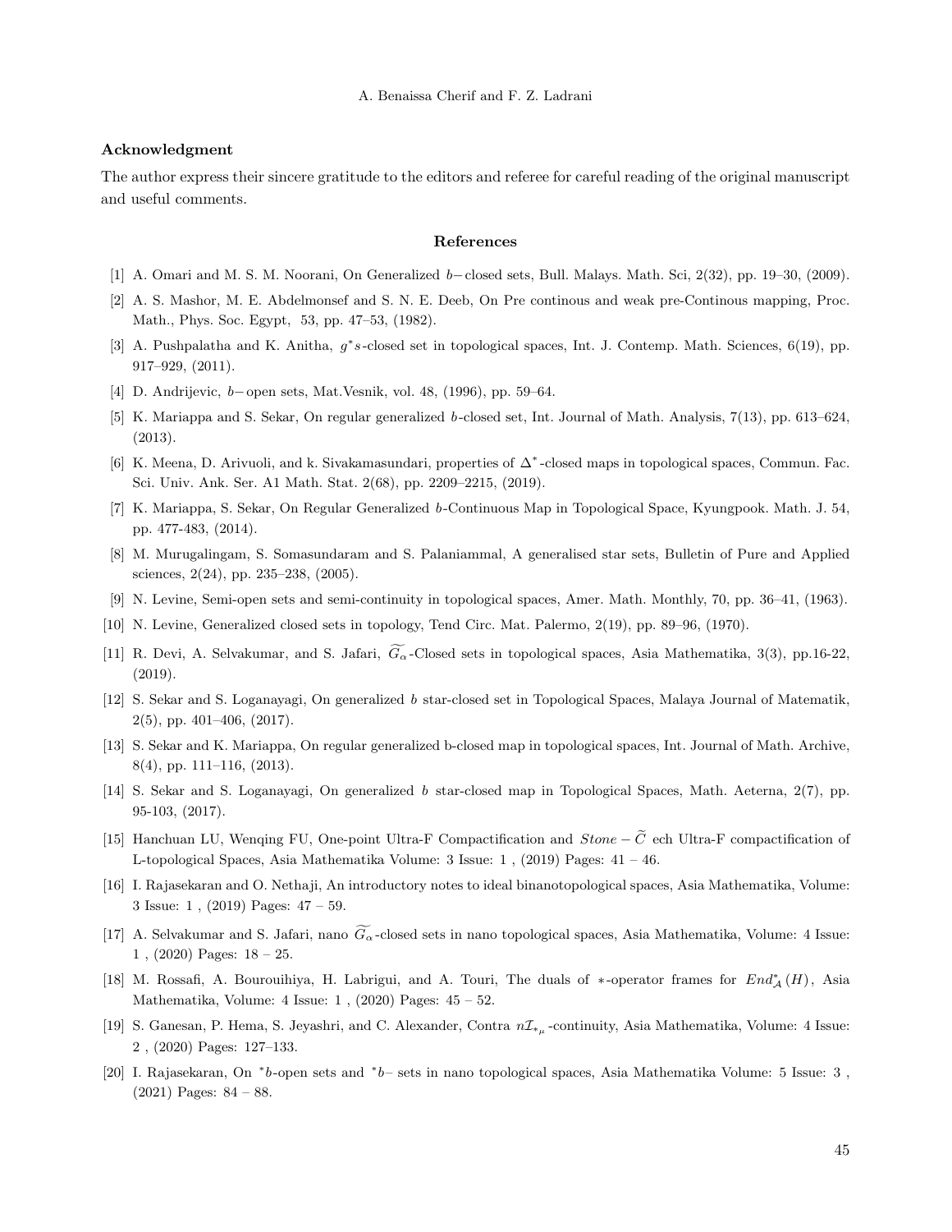## Acknowledgment

The author express their sincere gratitude to the editors and referee for careful reading of the original manuscript and useful comments.

## References

[1] A. Omari and M. S. M. Noorani, On Generalized $b-$closed sets, Bull. Malays. Math. Sci, 2(32), pp. 19–30, (2009).

[2] A. S. Mashor, M. E. Abdelmonsef and S. N. E. Deeb, On Pre continous and weak pre-Continous mapping, Proc. Math., Phys. Soc. Egypt, 53, pp. 47–53, (1982).

[3] A. Pushpalatha and K. Anitha, $g^*s$-closed set in topological spaces, Int. J. Contemp. Math. Sciences, 6(19), pp. 917–929, (2011).

[4] D. Andrijevic, $b-$open sets, Mat.Vesnik, vol. 48, (1996), pp. 59–64.

[5] K. Mariappa and S. Sekar, On regular generalized $b$-closed set, Int. Journal of Math. Analysis, 7(13), pp. 613–624, (2013).

[6] K. Meena, D. Arivuoli, and k. Sivakamasundari, properties of $\Delta^*$-closed maps in topological spaces, Commun. Fac. Sci. Univ. Ank. Ser. A1 Math. Stat. 2(68), pp. 2209–2215, (2019).

[7] K. Mariappa, S. Sekar, On Regular Generalized $b$-Continuous Map in Topological Space, Kyungpook. Math. J. 54, pp. 477-483, (2014).

[8] M. Murugalingam, S. Somasundaram and S. Palaniammal, A generalised star sets, Bulletin of Pure and Applied sciences, 2(24), pp. 235–238, (2005).

[9] N. Levine, Semi-open sets and semi-continuity in topological spaces, Amer. Math. Monthly, 70, pp. 36–41, (1963).

[10] N. Levine, Generalized closed sets in topology, Tend Circ. Mat. Palermo, 2(19), pp. 89–96, (1970).

[11] R. Devi, A. Selvakumar, and S. Jafari, $\widetilde{G_\alpha}$-Closed sets in topological spaces, Asia Mathematika, 3(3), pp.16-22, (2019).

[12] S. Sekar and S. Loganayagi, On generalized $b$ star-closed set in Topological Spaces, Malaya Journal of Matematik, 2(5), pp. 401–406, (2017).

[13] S. Sekar and K. Mariappa, On regular generalized b-closed map in topological spaces, Int. Journal of Math. Archive, 8(4), pp. 111–116, (2013).

[14] S. Sekar and S. Loganayagi, On generalized $b$ star-closed map in Topological Spaces, Math. Aeterna, 2(7), pp. 95-103, (2017).

[15] Hanchuan LU, Wenqing FU, One-point Ultra-F Compactification and $Stone - \widetilde{C}$ ech Ultra-F compactification of L-topological Spaces, Asia Mathematika Volume: 3 Issue: 1 , (2019) Pages: 41 – 46.

[16] I. Rajasekaran and O. Nethaji, An introductory notes to ideal binanotopological spaces, Asia Mathematika, Volume: 3 Issue: 1 , (2019) Pages: 47 – 59.

[17] A. Selvakumar and S. Jafari, nano $\widetilde{G_\alpha}$-closed sets in nano topological spaces, Asia Mathematika, Volume: 4 Issue: 1 , (2020) Pages: 18 – 25.

[18] M. Rossafi, A. Bourouihiya, H. Labrigui, and A. Touri, The duals of $*$-operator frames for $End^*_{\mathcal{A}}(H)$, Asia Mathematika, Volume: 4 Issue: 1 , (2020) Pages: 45 – 52.

[19] S. Ganesan, P. Hema, S. Jeyashri, and C. Alexander, Contra $n\mathcal{I}_{*_\mu}$-continuity, Asia Mathematika, Volume: 4 Issue: 2 , (2020) Pages: 127–133.

[20] I. Rajasekaran, On $^*b$-open sets and $^*b-$ sets in nano topological spaces, Asia Mathematika Volume: 5 Issue: 3 , (2021) Pages: 84 – 88.